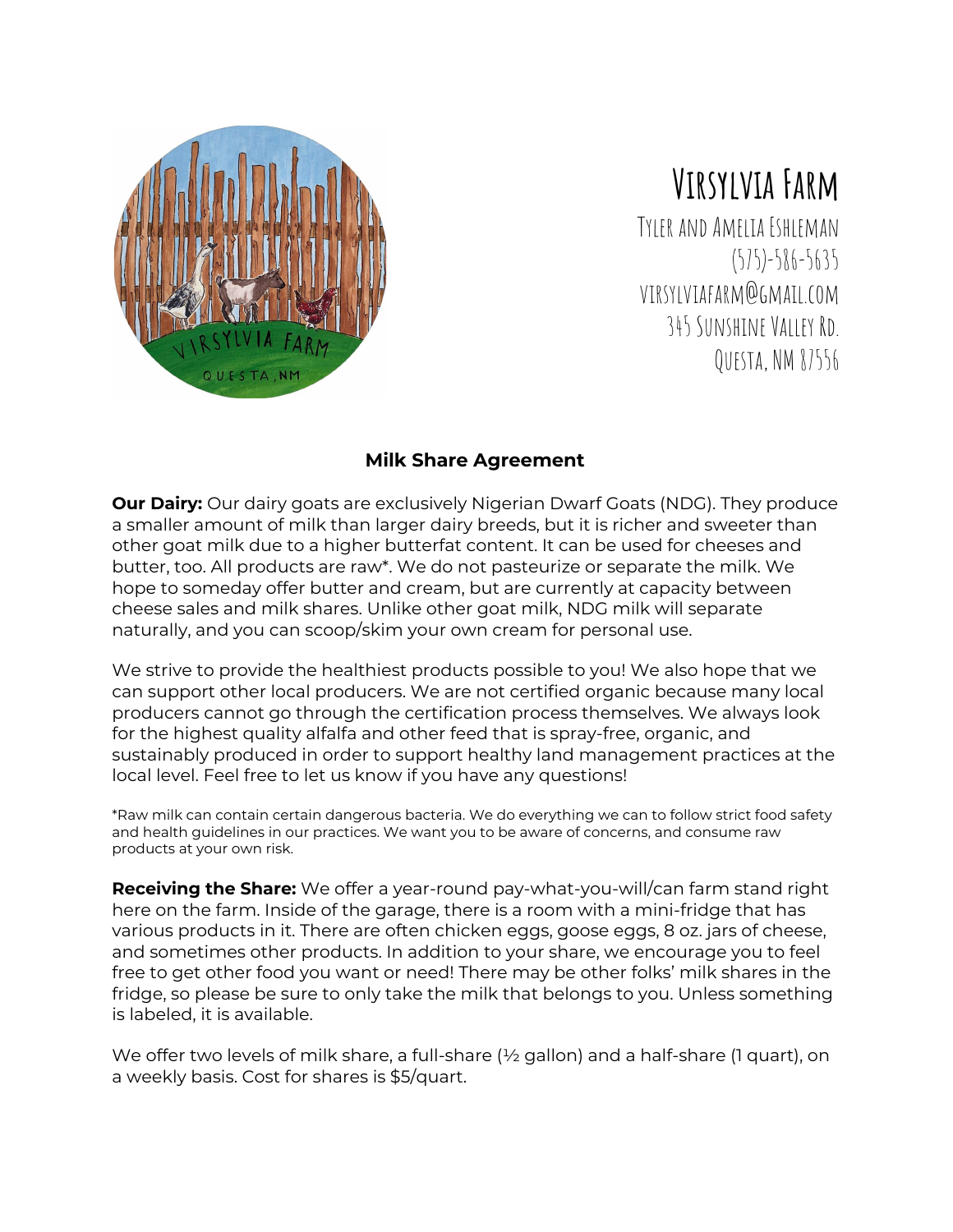# Virsylvia Farm

Tyler and Amelia Eshleman
(575)-586-5635
virsylviafarm@gmail.com
345 Sunshine Valley Rd.
Questa, NM 87556

## Milk Share Agreement

**Our Dairy:** Our dairy goats are exclusively Nigerian Dwarf Goats (NDG). They produce a smaller amount of milk than larger dairy breeds, but it is richer and sweeter than other goat milk due to a higher butterfat content. It can be used for cheeses and butter, too. All products are raw*. We do not pasteurize or separate the milk. We hope to someday offer butter and cream, but are currently at capacity between cheese sales and milk shares. Unlike other goat milk, NDG milk will separate naturally, and you can scoop/skim your own cream for personal use.

We strive to provide the healthiest products possible to you! We also hope that we can support other local producers. We are not certified organic because many local producers cannot go through the certification process themselves. We always look for the highest quality alfalfa and other feed that is spray-free, organic, and sustainably produced in order to support healthy land management practices at the local level. Feel free to let us know if you have any questions!

*Raw milk can contain certain dangerous bacteria. We do everything we can to follow strict food safety and health guidelines in our practices. We want you to be aware of concerns, and consume raw products at your own risk.

**Receiving the Share:** We offer a year-round pay-what-you-will/can farm stand right here on the farm. Inside of the garage, there is a room with a mini-fridge that has various products in it. There are often chicken eggs, goose eggs, 8 oz. jars of cheese, and sometimes other products. In addition to your share, we encourage you to feel free to get other food you want or need! There may be other folks' milk shares in the fridge, so please be sure to only take the milk that belongs to you. Unless something is labeled, it is available.

We offer two levels of milk share, a full-share (½ gallon) and a half-share (1 quart), on a weekly basis. Cost for shares is $5/quart.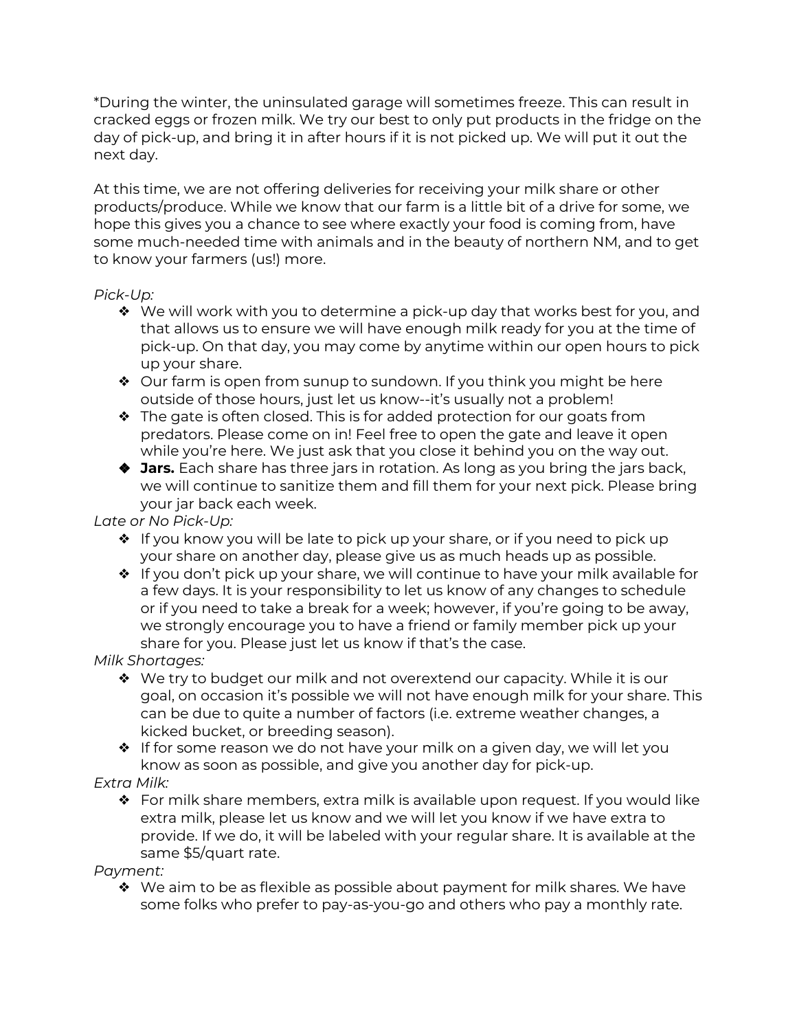*During the winter, the uninsulated garage will sometimes freeze. This can result in cracked eggs or frozen milk. We try our best to only put products in the fridge on the day of pick-up, and bring it in after hours if it is not picked up. We will put it out the next day.

At this time, we are not offering deliveries for receiving your milk share or other products/produce. While we know that our farm is a little bit of a drive for some, we hope this gives you a chance to see where exactly your food is coming from, have some much-needed time with animals and in the beauty of northern NM, and to get to know your farmers (us!) more.

*Pick-Up:*

- We will work with you to determine a pick-up day that works best for you, and that allows us to ensure we will have enough milk ready for you at the time of pick-up. On that day, you may come by anytime within our open hours to pick up your share.
- Our farm is open from sunup to sundown. If you think you might be here outside of those hours, just let us know--it's usually not a problem!
- The gate is often closed. This is for added protection for our goats from predators. Please come on in! Feel free to open the gate and leave it open while you're here. We just ask that you close it behind you on the way out.
- **Jars.** Each share has three jars in rotation. As long as you bring the jars back, we will continue to sanitize them and fill them for your next pick. Please bring your jar back each week.

*Late or No Pick-Up:*

- If you know you will be late to pick up your share, or if you need to pick up your share on another day, please give us as much heads up as possible.
- If you don't pick up your share, we will continue to have your milk available for a few days. It is your responsibility to let us know of any changes to schedule or if you need to take a break for a week; however, if you're going to be away, we strongly encourage you to have a friend or family member pick up your share for you. Please just let us know if that's the case.

*Milk Shortages:*

- We try to budget our milk and not overextend our capacity. While it is our goal, on occasion it's possible we will not have enough milk for your share. This can be due to quite a number of factors (i.e. extreme weather changes, a kicked bucket, or breeding season).
- If for some reason we do not have your milk on a given day, we will let you know as soon as possible, and give you another day for pick-up.

*Extra Milk:*

- For milk share members, extra milk is available upon request. If you would like extra milk, please let us know and we will let you know if we have extra to provide. If we do, it will be labeled with your regular share. It is available at the same $5/quart rate.

*Payment:*

- We aim to be as flexible as possible about payment for milk shares. We have some folks who prefer to pay-as-you-go and others who pay a monthly rate.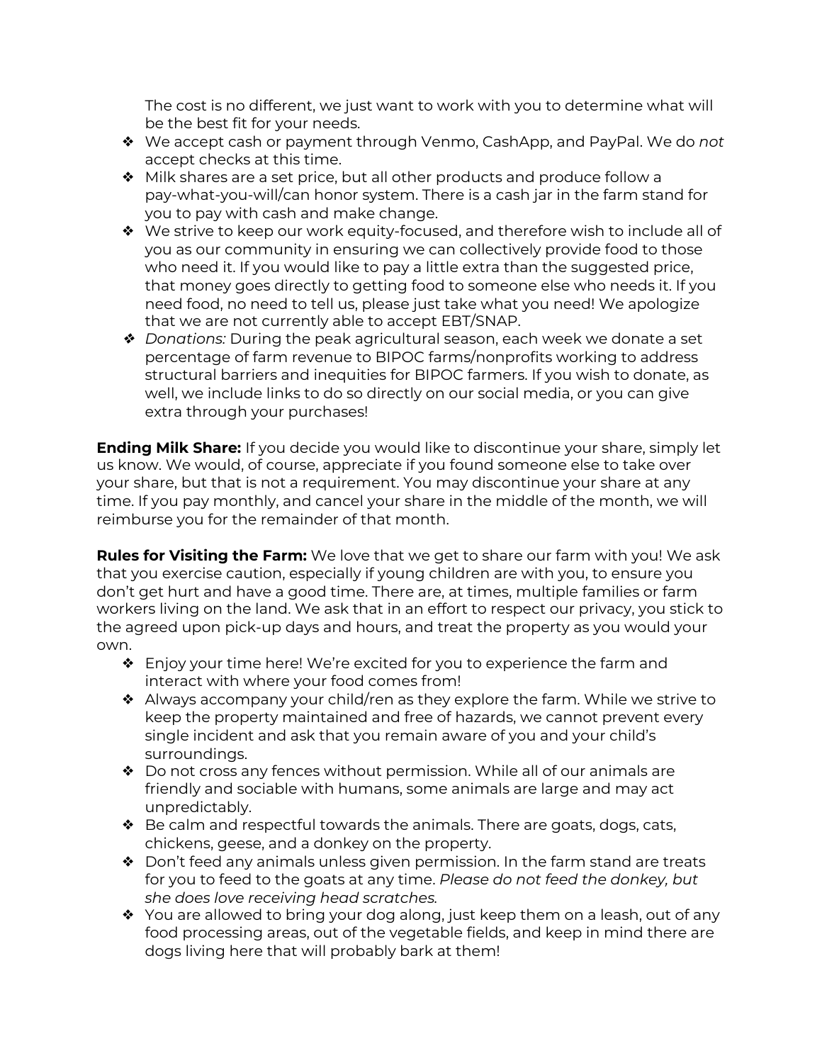The cost is no different, we just want to work with you to determine what will be the best fit for your needs.

- We accept cash or payment through Venmo, CashApp, and PayPal. We do *not* accept checks at this time.
- Milk shares are a set price, but all other products and produce follow a pay-what-you-will/can honor system. There is a cash jar in the farm stand for you to pay with cash and make change.
- We strive to keep our work equity-focused, and therefore wish to include all of you as our community in ensuring we can collectively provide food to those who need it. If you would like to pay a little extra than the suggested price, that money goes directly to getting food to someone else who needs it. If you need food, no need to tell us, please just take what you need! We apologize that we are not currently able to accept EBT/SNAP.
- *Donations:* During the peak agricultural season, each week we donate a set percentage of farm revenue to BIPOC farms/nonprofits working to address structural barriers and inequities for BIPOC farmers. If you wish to donate, as well, we include links to do so directly on our social media, or you can give extra through your purchases!

**Ending Milk Share:** If you decide you would like to discontinue your share, simply let us know. We would, of course, appreciate if you found someone else to take over your share, but that is not a requirement. You may discontinue your share at any time. If you pay monthly, and cancel your share in the middle of the month, we will reimburse you for the remainder of that month.

**Rules for Visiting the Farm:** We love that we get to share our farm with you! We ask that you exercise caution, especially if young children are with you, to ensure you don't get hurt and have a good time. There are, at times, multiple families or farm workers living on the land. We ask that in an effort to respect our privacy, you stick to the agreed upon pick-up days and hours, and treat the property as you would your own.

- Enjoy your time here! We're excited for you to experience the farm and interact with where your food comes from!
- Always accompany your child/ren as they explore the farm. While we strive to keep the property maintained and free of hazards, we cannot prevent every single incident and ask that you remain aware of you and your child's surroundings.
- Do not cross any fences without permission. While all of our animals are friendly and sociable with humans, some animals are large and may act unpredictably.
- Be calm and respectful towards the animals. There are goats, dogs, cats, chickens, geese, and a donkey on the property.
- Don't feed any animals unless given permission. In the farm stand are treats for you to feed to the goats at any time. *Please do not feed the donkey, but she does love receiving head scratches.*
- You are allowed to bring your dog along, just keep them on a leash, out of any food processing areas, out of the vegetable fields, and keep in mind there are dogs living here that will probably bark at them!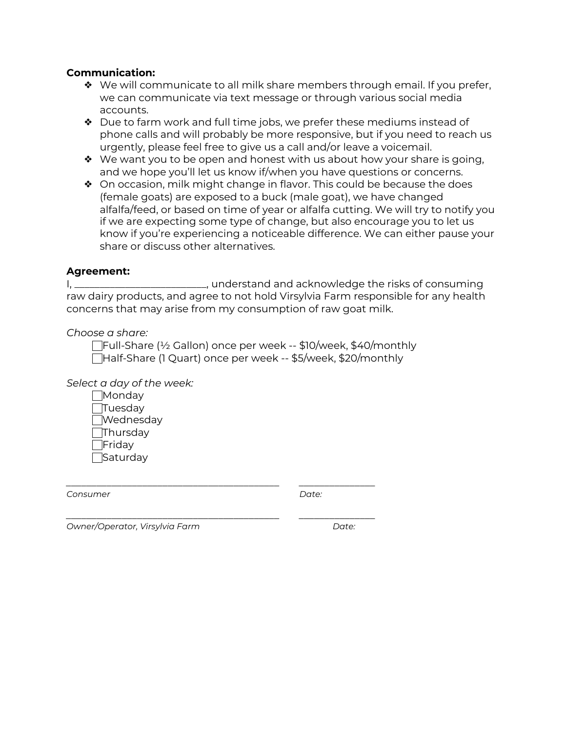**Communication:**

- ❖ We will communicate to all milk share members through email. If you prefer, we can communicate via text message or through various social media accounts.
- ❖ Due to farm work and full time jobs, we prefer these mediums instead of phone calls and will probably be more responsive, but if you need to reach us urgently, please feel free to give us a call and/or leave a voicemail.
- ❖ We want you to be open and honest with us about how your share is going, and we hope you'll let us know if/when you have questions or concerns.
- ❖ On occasion, milk might change in flavor. This could be because the does (female goats) are exposed to a buck (male goat), we have changed alfalfa/feed, or based on time of year or alfalfa cutting. We will try to notify you if we are expecting some type of change, but also encourage you to let us know if you're experiencing a noticeable difference. We can either pause your share or discuss other alternatives.

**Agreement:**

I, ________________________, understand and acknowledge the risks of consuming raw dairy products, and agree to not hold Virsylvia Farm responsible for any health concerns that may arise from my consumption of raw goat milk.

*Choose a share:*

- ☐ Full-Share (½ Gallon) once per week -- $10/week, $40/monthly
- ☐ Half-Share (1 Quart) once per week -- $5/week, $20/monthly

*Select a day of the week:*

- ☐ Monday
- ☐ Tuesday
- ☐ Wednesday
- ☐ Thursday
- ☐ Friday
- ☐ Saturday

______________________________________________ ________________

*Consumer* *Date:*

______________________________________________ ________________

*Owner/Operator, Virsylvia Farm* *Date:*